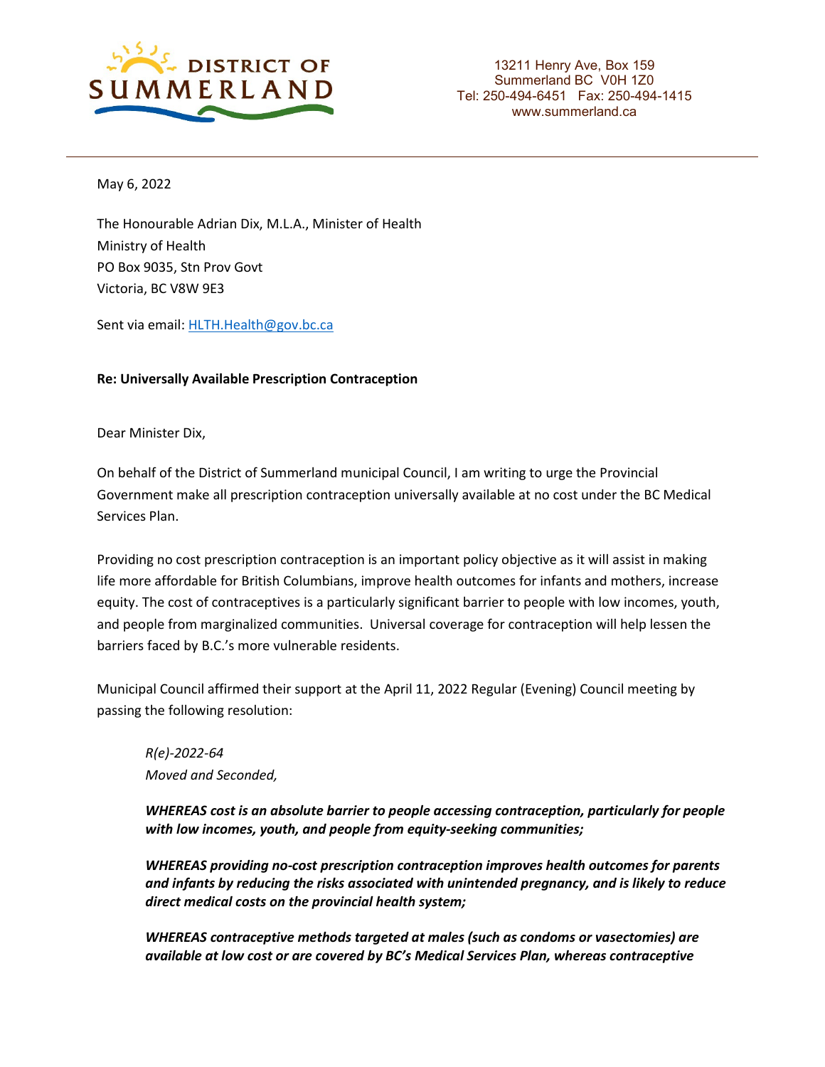DISTRICT OF SUMMERLAND

13211 Henry Ave, Box 159
Summerland BC V0H 1Z0
Tel: 250-494-6451 Fax: 250-494-1415
www.summerland.ca

May 6, 2022

The Honourable Adrian Dix, M.L.A., Minister of Health
Ministry of Health
PO Box 9035, Stn Prov Govt
Victoria, BC V8W 9E3

Sent via email: HLTH.Health@gov.bc.ca

**Re: Universally Available Prescription Contraception**

Dear Minister Dix,

On behalf of the District of Summerland municipal Council, I am writing to urge the Provincial Government make all prescription contraception universally available at no cost under the BC Medical Services Plan.

Providing no cost prescription contraception is an important policy objective as it will assist in making life more affordable for British Columbians, improve health outcomes for infants and mothers, increase equity. The cost of contraceptives is a particularly significant barrier to people with low incomes, youth, and people from marginalized communities. Universal coverage for contraception will help lessen the barriers faced by B.C.'s more vulnerable residents.

Municipal Council affirmed their support at the April 11, 2022 Regular (Evening) Council meeting by passing the following resolution:

> *R(e)-2022-64*
> *Moved and Seconded,*
>
> ***WHEREAS cost is an absolute barrier to people accessing contraception, particularly for people with low incomes, youth, and people from equity-seeking communities;***
>
> ***WHEREAS providing no-cost prescription contraception improves health outcomes for parents and infants by reducing the risks associated with unintended pregnancy, and is likely to reduce direct medical costs on the provincial health system;***
>
> ***WHEREAS contraceptive methods targeted at males (such as condoms or vasectomies) are available at low cost or are covered by BC's Medical Services Plan, whereas contraceptive***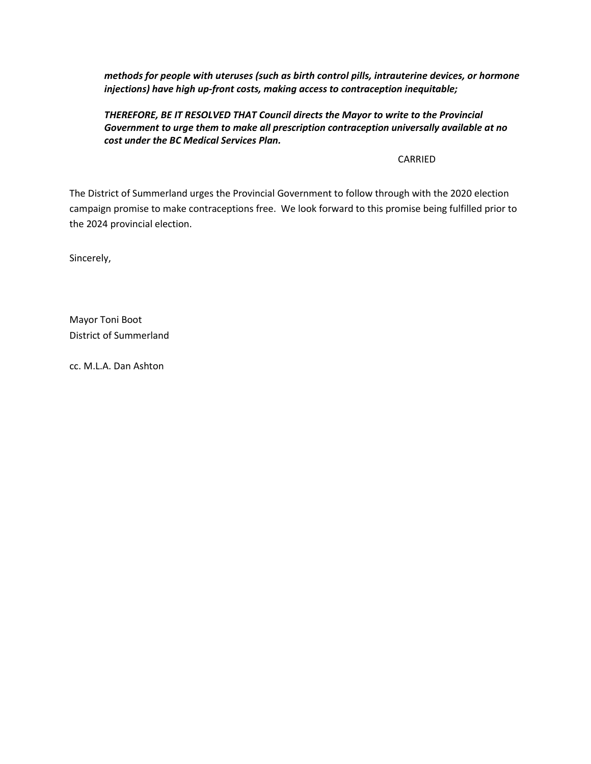***methods for people with uteruses (such as birth control pills, intrauterine devices, or hormone injections) have high up-front costs, making access to contraception inequitable;***

***THEREFORE, BE IT RESOLVED THAT Council directs the Mayor to write to the Provincial Government to urge them to make all prescription contraception universally available at no cost under the BC Medical Services Plan.***

CARRIED

The District of Summerland urges the Provincial Government to follow through with the 2020 election campaign promise to make contraceptions free. We look forward to this promise being fulfilled prior to the 2024 provincial election.

Sincerely,

Mayor Toni Boot
District of Summerland

cc. M.L.A. Dan Ashton